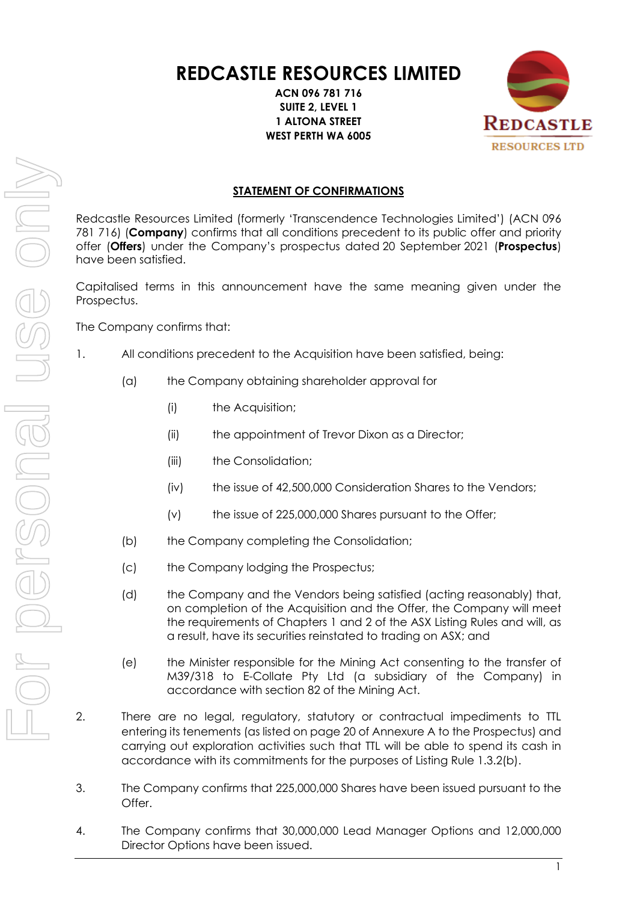# REDCASTLE RESOURCES LIMITED

**ACN 096 781 716**
**SUITE 2, LEVEL 1**
**1 ALTONA STREET**
**WEST PERTH WA 6005**

## STATEMENT OF CONFIRMATIONS

Redcastle Resources Limited (formerly 'Transcendence Technologies Limited') (ACN 096 781 716) (**Company**) confirms that all conditions precedent to its public offer and priority offer (**Offers**) under the Company's prospectus dated 20 September 2021 (**Prospectus**) have been satisfied.

Capitalised terms in this announcement have the same meaning given under the Prospectus.

The Company confirms that:

1. All conditions precedent to the Acquisition have been satisfied, being:

   (a) the Company obtaining shareholder approval for

      (i) the Acquisition;

      (ii) the appointment of Trevor Dixon as a Director;

      (iii) the Consolidation;

      (iv) the issue of 42,500,000 Consideration Shares to the Vendors;

      (v) the issue of 225,000,000 Shares pursuant to the Offer;

   (b) the Company completing the Consolidation;

   (c) the Company lodging the Prospectus;

   (d) the Company and the Vendors being satisfied (acting reasonably) that, on completion of the Acquisition and the Offer, the Company will meet the requirements of Chapters 1 and 2 of the ASX Listing Rules and will, as a result, have its securities reinstated to trading on ASX; and

   (e) the Minister responsible for the Mining Act consenting to the transfer of M39/318 to E-Collate Pty Ltd (a subsidiary of the Company) in accordance with section 82 of the Mining Act.

2. There are no legal, regulatory, statutory or contractual impediments to TTL entering its tenements (as listed on page 20 of Annexure A to the Prospectus) and carrying out exploration activities such that TTL will be able to spend its cash in accordance with its commitments for the purposes of Listing Rule 1.3.2(b).

3. The Company confirms that 225,000,000 Shares have been issued pursuant to the Offer.

4. The Company confirms that 30,000,000 Lead Manager Options and 12,000,000 Director Options have been issued.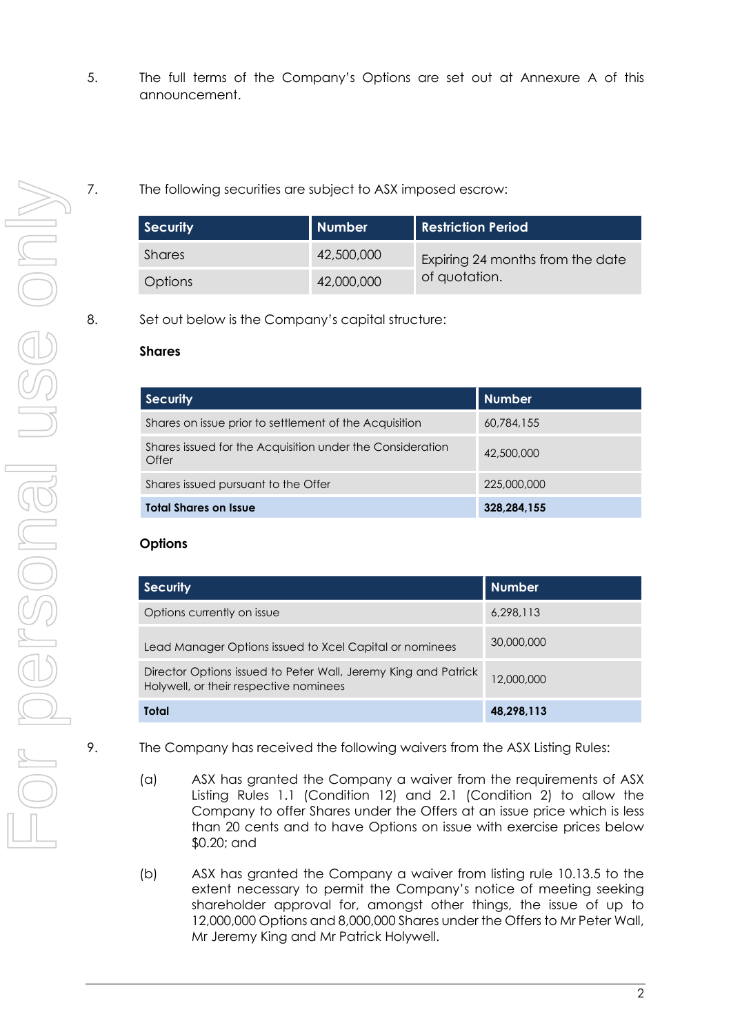5. The full terms of the Company's Options are set out at Annexure A of this announcement.

7. The following securities are subject to ASX imposed escrow:

| Security | Number | Restriction Period |
|---|---|---|
| Shares | 42,500,000 | Expiring 24 months from the date of quotation. |
| Options | 42,000,000 | |

8. Set out below is the Company's capital structure:

**Shares**

| Security | Number |
|---|---|
| Shares on issue prior to settlement of the Acquisition | 60,784,155 |
| Shares issued for the Acquisition under the Consideration Offer | 42,500,000 |
| Shares issued pursuant to the Offer | 225,000,000 |
| **Total Shares on Issue** | **328,284,155** |

**Options**

| Security | Number |
|---|---|
| Options currently on issue | 6,298,113 |
| Lead Manager Options issued to Xcel Capital or nominees | 30,000,000 |
| Director Options issued to Peter Wall, Jeremy King and Patrick Holywell, or their respective nominees | 12,000,000 |
| **Total** | **48,298,113** |

9. The Company has received the following waivers from the ASX Listing Rules:

   (a) ASX has granted the Company a waiver from the requirements of ASX Listing Rules 1.1 (Condition 12) and 2.1 (Condition 2) to allow the Company to offer Shares under the Offers at an issue price which is less than 20 cents and to have Options on issue with exercise prices below $0.20; and

   (b) ASX has granted the Company a waiver from listing rule 10.13.5 to the extent necessary to permit the Company's notice of meeting seeking shareholder approval for, amongst other things, the issue of up to 12,000,000 Options and 8,000,000 Shares under the Offers to Mr Peter Wall, Mr Jeremy King and Mr Patrick Holywell.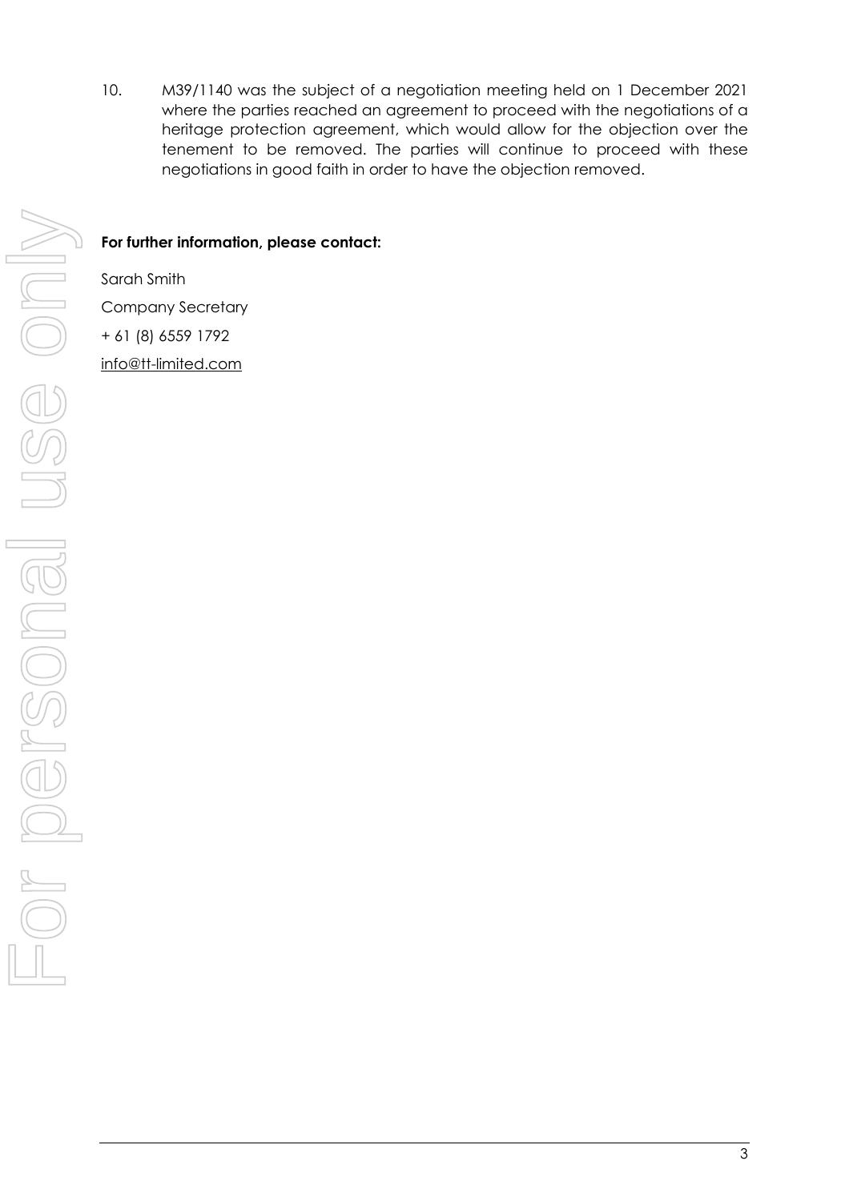10. M39/1140 was the subject of a negotiation meeting held on 1 December 2021 where the parties reached an agreement to proceed with the negotiations of a heritage protection agreement, which would allow for the objection over the tenement to be removed. The parties will continue to proceed with these negotiations in good faith in order to have the objection removed.

**For further information, please contact:**

Sarah Smith

Company Secretary

+ 61 (8) 6559 1792

info@tt-limited.com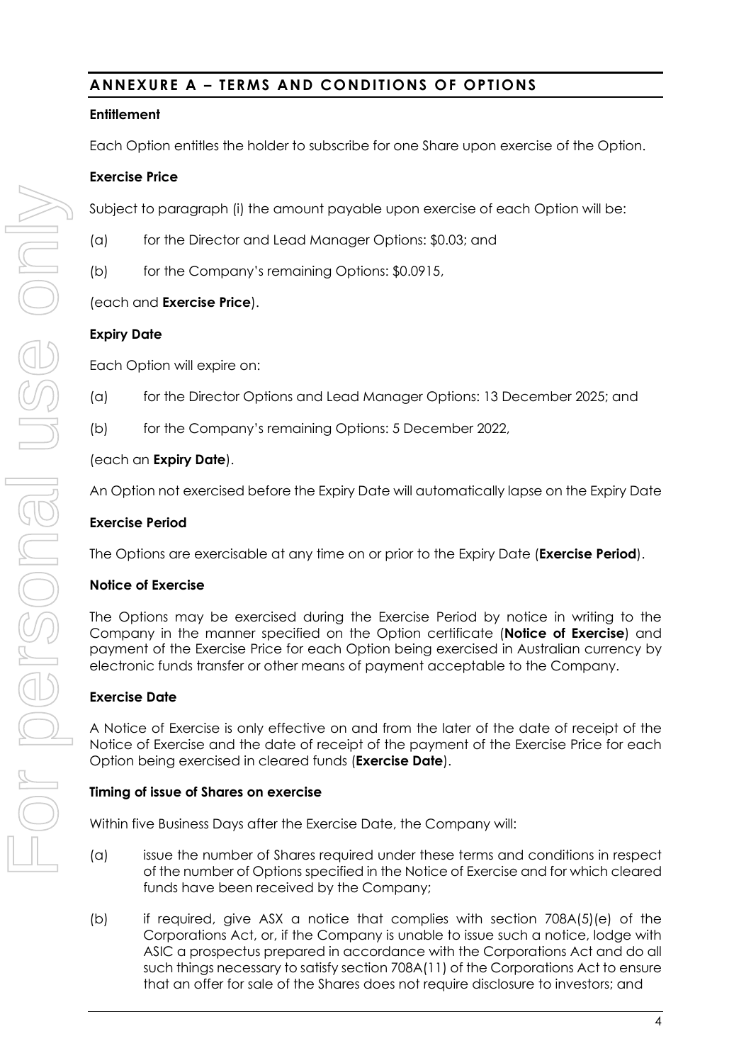## ANNEXURE A – TERMS AND CONDITIONS OF OPTIONS

**Entitlement**

Each Option entitles the holder to subscribe for one Share upon exercise of the Option.

**Exercise Price**

Subject to paragraph (i) the amount payable upon exercise of each Option will be:

(a) for the Director and Lead Manager Options: $0.03; and

(b) for the Company's remaining Options: $0.0915,

(each and **Exercise Price**).

**Expiry Date**

Each Option will expire on:

(a) for the Director Options and Lead Manager Options: 13 December 2025; and

(b) for the Company's remaining Options: 5 December 2022,

(each an **Expiry Date**).

An Option not exercised before the Expiry Date will automatically lapse on the Expiry Date

**Exercise Period**

The Options are exercisable at any time on or prior to the Expiry Date (**Exercise Period**).

**Notice of Exercise**

The Options may be exercised during the Exercise Period by notice in writing to the Company in the manner specified on the Option certificate (**Notice of Exercise**) and payment of the Exercise Price for each Option being exercised in Australian currency by electronic funds transfer or other means of payment acceptable to the Company.

**Exercise Date**

A Notice of Exercise is only effective on and from the later of the date of receipt of the Notice of Exercise and the date of receipt of the payment of the Exercise Price for each Option being exercised in cleared funds (**Exercise Date**).

**Timing of issue of Shares on exercise**

Within five Business Days after the Exercise Date, the Company will:

(a) issue the number of Shares required under these terms and conditions in respect of the number of Options specified in the Notice of Exercise and for which cleared funds have been received by the Company;

(b) if required, give ASX a notice that complies with section 708A(5)(e) of the Corporations Act, or, if the Company is unable to issue such a notice, lodge with ASIC a prospectus prepared in accordance with the Corporations Act and do all such things necessary to satisfy section 708A(11) of the Corporations Act to ensure that an offer for sale of the Shares does not require disclosure to investors; and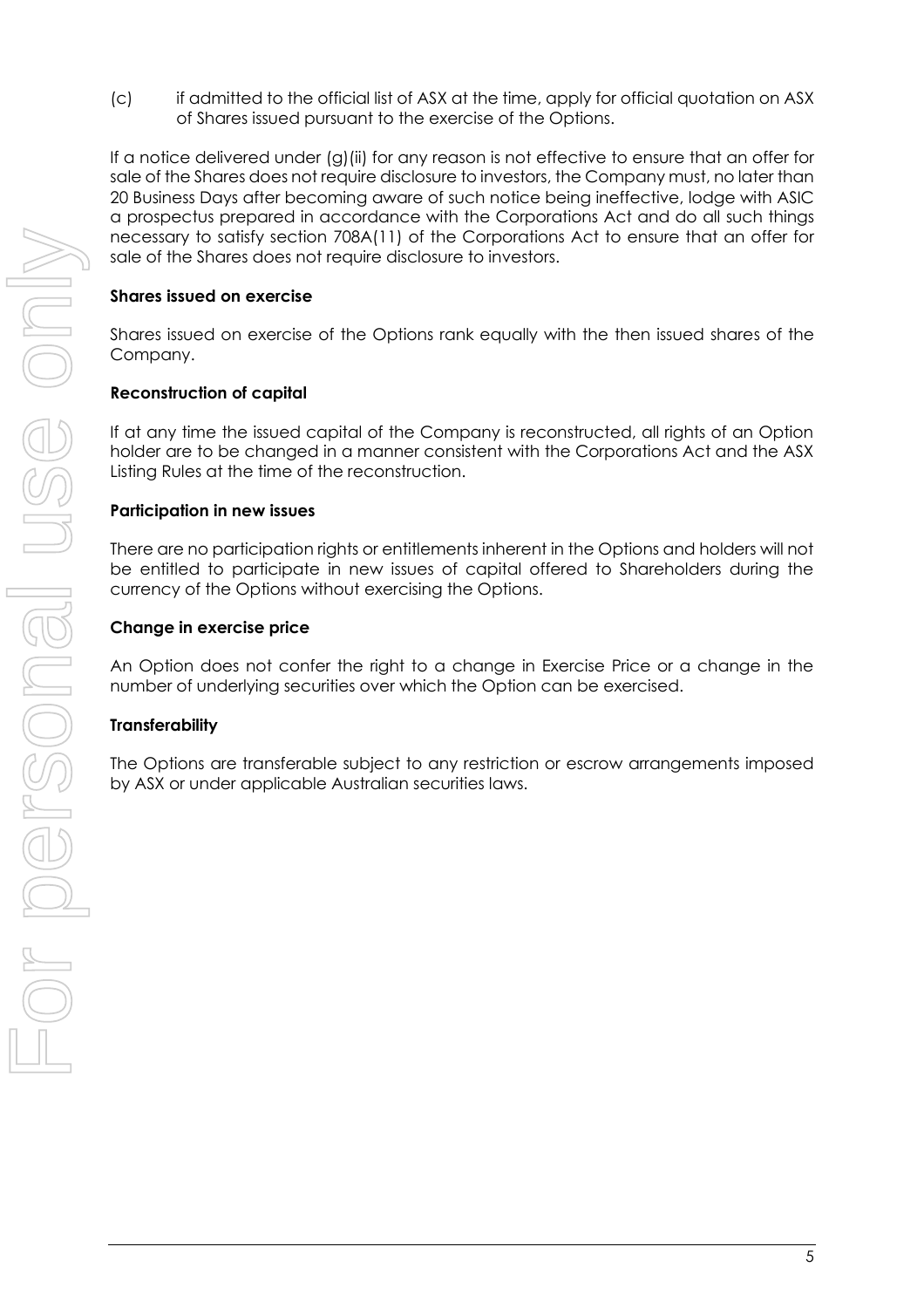(c) if admitted to the official list of ASX at the time, apply for official quotation on ASX of Shares issued pursuant to the exercise of the Options.

If a notice delivered under (g)(ii) for any reason is not effective to ensure that an offer for sale of the Shares does not require disclosure to investors, the Company must, no later than 20 Business Days after becoming aware of such notice being ineffective, lodge with ASIC a prospectus prepared in accordance with the Corporations Act and do all such things necessary to satisfy section 708A(11) of the Corporations Act to ensure that an offer for sale of the Shares does not require disclosure to investors.

**Shares issued on exercise**

Shares issued on exercise of the Options rank equally with the then issued shares of the Company.

**Reconstruction of capital**

If at any time the issued capital of the Company is reconstructed, all rights of an Option holder are to be changed in a manner consistent with the Corporations Act and the ASX Listing Rules at the time of the reconstruction.

**Participation in new issues**

There are no participation rights or entitlements inherent in the Options and holders will not be entitled to participate in new issues of capital offered to Shareholders during the currency of the Options without exercising the Options.

**Change in exercise price**

An Option does not confer the right to a change in Exercise Price or a change in the number of underlying securities over which the Option can be exercised.

**Transferability**

The Options are transferable subject to any restriction or escrow arrangements imposed by ASX or under applicable Australian securities laws.